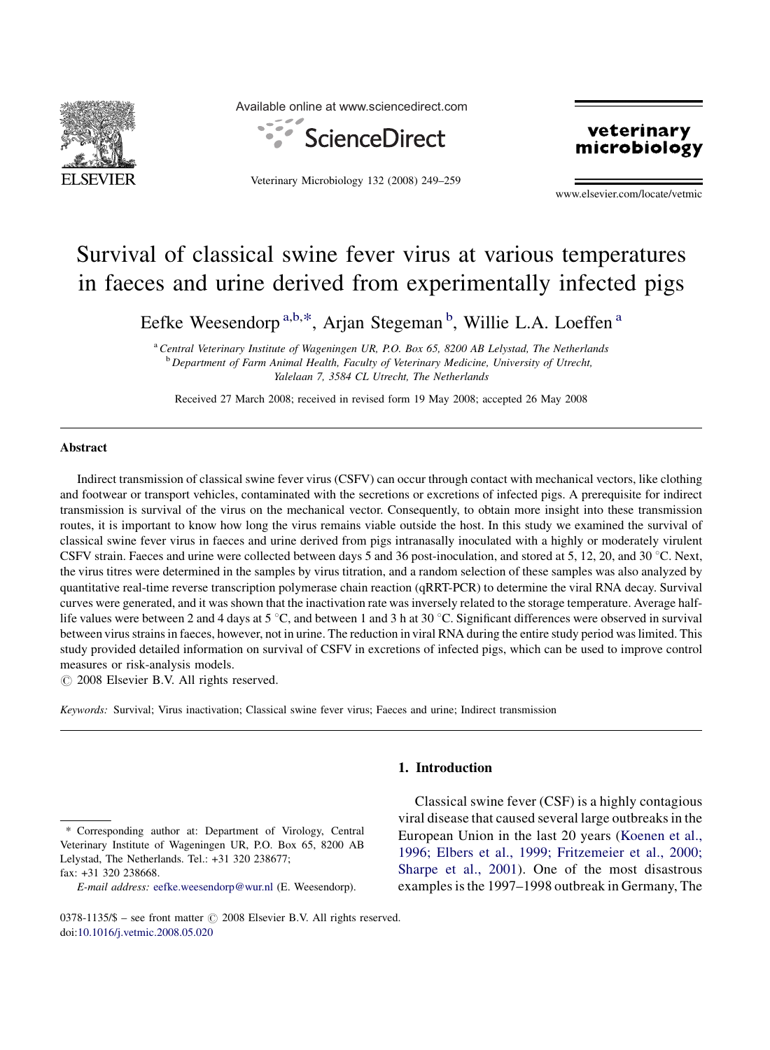# Survival of classical swine fever virus at various temperatures in faeces and urine derived from experimentally infected pigs

Eefke Weesendorp [a,b,*], Arjan Stegeman [b], Willie L.A. Loeffen [a]

[a] Central Veterinary Institute of Wageningen UR, P.O. Box 65, 8200 AB Lelystad, The Netherlands

[b] Department of Farm Animal Health, Faculty of Veterinary Medicine, University of Utrecht, Yalelaan 7, 3584 CL Utrecht, The Netherlands

Received 27 March 2008; received in revised form 19 May 2008; accepted 26 May 2008

## Abstract

Indirect transmission of classical swine fever virus (CSFV) can occur through contact with mechanical vectors, like clothing and footwear or transport vehicles, contaminated with the secretions or excretions of infected pigs. A prerequisite for indirect transmission is survival of the virus on the mechanical vector. Consequently, to obtain more insight into these transmission routes, it is important to know how long the virus remains viable outside the host. In this study we examined the survival of classical swine fever virus in faeces and urine derived from pigs intranasally inoculated with a highly or moderately virulent CSFV strain. Faeces and urine were collected between days 5 and 36 post-inoculation, and stored at 5, 12, 20, and 30 °C. Next, the virus titres were determined in the samples by virus titration, and a random selection of these samples was also analyzed by quantitative real-time reverse transcription polymerase chain reaction (qRRT-PCR) to determine the viral RNA decay. Survival curves were generated, and it was shown that the inactivation rate was inversely related to the storage temperature. Average half-life values were between 2 and 4 days at 5 °C, and between 1 and 3 h at 30 °C. Significant differences were observed in survival between virus strains in faeces, however, not in urine. The reduction in viral RNA during the entire study period was limited. This study provided detailed information on survival of CSFV in excretions of infected pigs, which can be used to improve control measures or risk-analysis models.

© 2008 Elsevier B.V. All rights reserved.

*Keywords:* Survival; Virus inactivation; Classical swine fever virus; Faeces and urine; Indirect transmission

## 1. Introduction

Classical swine fever (CSF) is a highly contagious viral disease that caused several large outbreaks in the European Union in the last 20 years (Koenen et al., 1996; Elbers et al., 1999; Fritzemeier et al., 2000; Sharpe et al., 2001). One of the most disastrous examples is the 1997–1998 outbreak in Germany, The

* Corresponding author at: Department of Virology, Central Veterinary Institute of Wageningen UR, P.O. Box 65, 8200 AB Lelystad, The Netherlands. Tel.: +31 320 238677; fax: +31 320 238668.

*E-mail address:* eefke.weesendorp@wur.nl (E. Weesendorp).

0378-1135/$ – see front matter © 2008 Elsevier B.V. All rights reserved.
doi:10.1016/j.vetmic.2008.05.020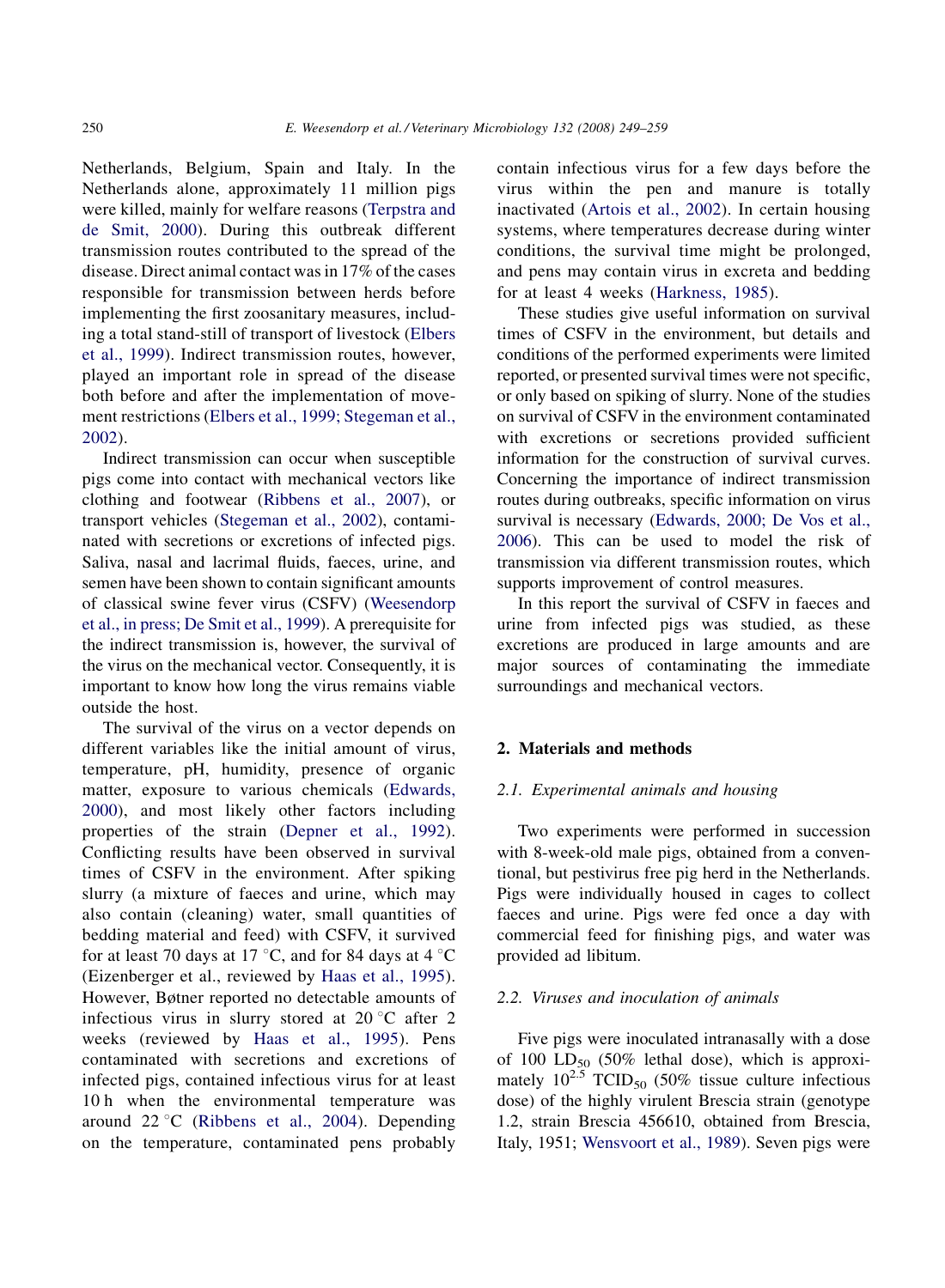Netherlands, Belgium, Spain and Italy. In the Netherlands alone, approximately 11 million pigs were killed, mainly for welfare reasons (Terpstra and de Smit, 2000). During this outbreak different transmission routes contributed to the spread of the disease. Direct animal contact was in 17% of the cases responsible for transmission between herds before implementing the first zoosanitary measures, including a total stand-still of transport of livestock (Elbers et al., 1999). Indirect transmission routes, however, played an important role in spread of the disease both before and after the implementation of movement restrictions (Elbers et al., 1999; Stegeman et al., 2002).

Indirect transmission can occur when susceptible pigs come into contact with mechanical vectors like clothing and footwear (Ribbens et al., 2007), or transport vehicles (Stegeman et al., 2002), contaminated with secretions or excretions of infected pigs. Saliva, nasal and lacrimal fluids, faeces, urine, and semen have been shown to contain significant amounts of classical swine fever virus (CSFV) (Weesendorp et al., in press; De Smit et al., 1999). A prerequisite for the indirect transmission is, however, the survival of the virus on the mechanical vector. Consequently, it is important to know how long the virus remains viable outside the host.

The survival of the virus on a vector depends on different variables like the initial amount of virus, temperature, pH, humidity, presence of organic matter, exposure to various chemicals (Edwards, 2000), and most likely other factors including properties of the strain (Depner et al., 1992). Conflicting results have been observed in survival times of CSFV in the environment. After spiking slurry (a mixture of faeces and urine, which may also contain (cleaning) water, small quantities of bedding material and feed) with CSFV, it survived for at least 70 days at 17 °C, and for 84 days at 4 °C (Eizenberger et al., reviewed by Haas et al., 1995). However, Bøtner reported no detectable amounts of infectious virus in slurry stored at 20 °C after 2 weeks (reviewed by Haas et al., 1995). Pens contaminated with secretions and excretions of infected pigs, contained infectious virus for at least 10 h when the environmental temperature was around 22 °C (Ribbens et al., 2004). Depending on the temperature, contaminated pens probably contain infectious virus for a few days before the virus within the pen and manure is totally inactivated (Artois et al., 2002). In certain housing systems, where temperatures decrease during winter conditions, the survival time might be prolonged, and pens may contain virus in excreta and bedding for at least 4 weeks (Harkness, 1985).

These studies give useful information on survival times of CSFV in the environment, but details and conditions of the performed experiments were limited reported, or presented survival times were not specific, or only based on spiking of slurry. None of the studies on survival of CSFV in the environment contaminated with excretions or secretions provided sufficient information for the construction of survival curves. Concerning the importance of indirect transmission routes during outbreaks, specific information on virus survival is necessary (Edwards, 2000; De Vos et al., 2006). This can be used to model the risk of transmission via different transmission routes, which supports improvement of control measures.

In this report the survival of CSFV in faeces and urine from infected pigs was studied, as these excretions are produced in large amounts and are major sources of contaminating the immediate surroundings and mechanical vectors.

## 2. Materials and methods

### 2.1. Experimental animals and housing

Two experiments were performed in succession with 8-week-old male pigs, obtained from a conventional, but pestivirus free pig herd in the Netherlands. Pigs were individually housed in cages to collect faeces and urine. Pigs were fed once a day with commercial feed for finishing pigs, and water was provided ad libitum.

### 2.2. Viruses and inoculation of animals

Five pigs were inoculated intranasally with a dose of 100 $LD_{50}$ (50% lethal dose), which is approximately $10^{2.5}$ $TCID_{50}$ (50% tissue culture infectious dose) of the highly virulent Brescia strain (genotype 1.2, strain Brescia 456610, obtained from Brescia, Italy, 1951; Wensvoort et al., 1989). Seven pigs were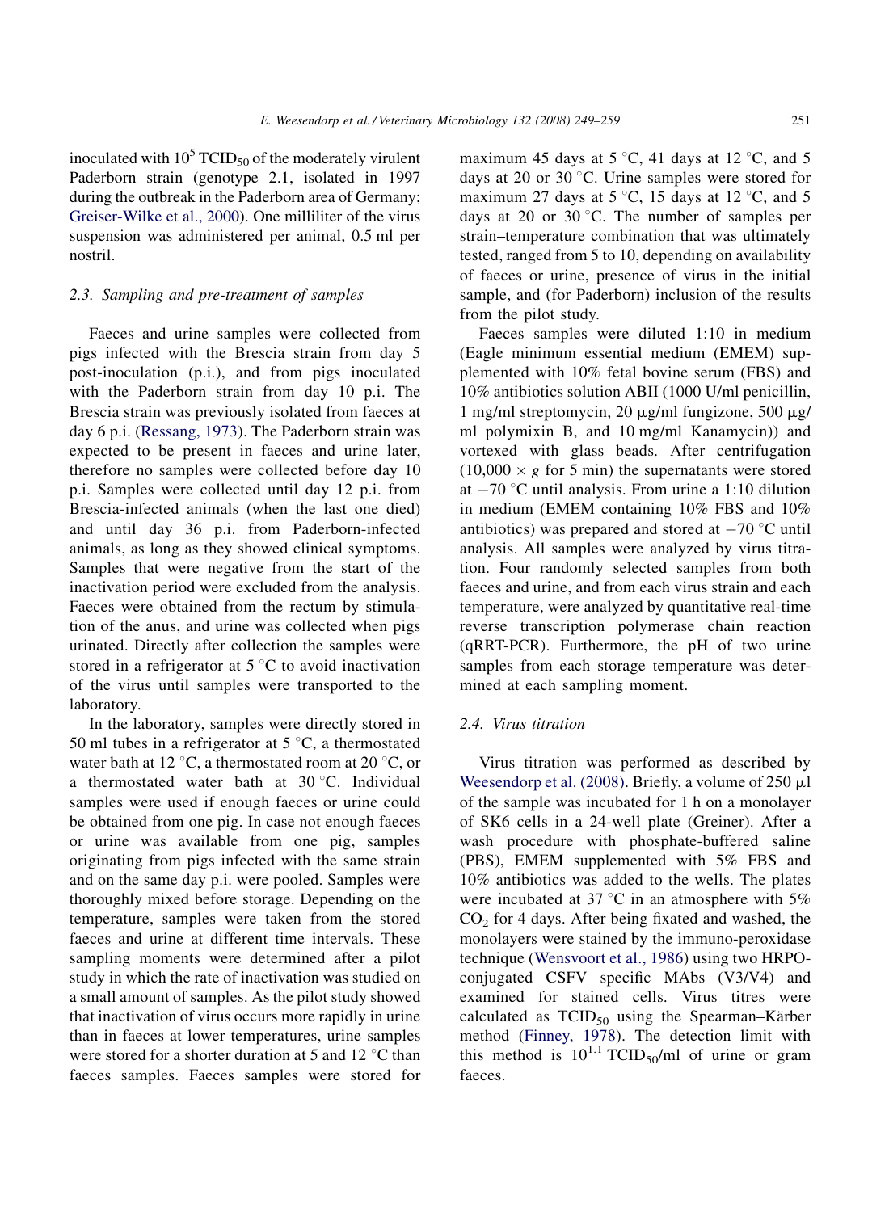inoculated with $10^5$ $TCID_{50}$ of the moderately virulent Paderborn strain (genotype 2.1, isolated in 1997 during the outbreak in the Paderborn area of Germany; Greiser-Wilke et al., 2000). One milliliter of the virus suspension was administered per animal, 0.5 ml per nostril.

### 2.3. Sampling and pre-treatment of samples

Faeces and urine samples were collected from pigs infected with the Brescia strain from day 5 post-inoculation (p.i.), and from pigs inoculated with the Paderborn strain from day 10 p.i. The Brescia strain was previously isolated from faeces at day 6 p.i. (Ressang, 1973). The Paderborn strain was expected to be present in faeces and urine later, therefore no samples were collected before day 10 p.i. Samples were collected until day 12 p.i. from Brescia-infected animals (when the last one died) and until day 36 p.i. from Paderborn-infected animals, as long as they showed clinical symptoms. Samples that were negative from the start of the inactivation period were excluded from the analysis. Faeces were obtained from the rectum by stimulation of the anus, and urine was collected when pigs urinated. Directly after collection the samples were stored in a refrigerator at 5 °C to avoid inactivation of the virus until samples were transported to the laboratory.

In the laboratory, samples were directly stored in 50 ml tubes in a refrigerator at 5 °C, a thermostated water bath at 12 °C, a thermostated room at 20 °C, or a thermostated water bath at 30 °C. Individual samples were used if enough faeces or urine could be obtained from one pig. In case not enough faeces or urine was available from one pig, samples originating from pigs infected with the same strain and on the same day p.i. were pooled. Samples were thoroughly mixed before storage. Depending on the temperature, samples were taken from the stored faeces and urine at different time intervals. These sampling moments were determined after a pilot study in which the rate of inactivation was studied on a small amount of samples. As the pilot study showed that inactivation of virus occurs more rapidly in urine than in faeces at lower temperatures, urine samples were stored for a shorter duration at 5 and 12 °C than faeces samples. Faeces samples were stored for maximum 45 days at 5 °C, 41 days at 12 °C, and 5 days at 20 or 30 °C. Urine samples were stored for maximum 27 days at 5 °C, 15 days at 12 °C, and 5 days at 20 or 30 °C. The number of samples per strain–temperature combination that was ultimately tested, ranged from 5 to 10, depending on availability of faeces or urine, presence of virus in the initial sample, and (for Paderborn) inclusion of the results from the pilot study.

Faeces samples were diluted 1:10 in medium (Eagle minimum essential medium (EMEM) supplemented with 10% fetal bovine serum (FBS) and 10% antibiotics solution ABII (1000 U/ml penicillin, 1 mg/ml streptomycin, 20 μg/ml fungizone, 500 μg/ml polymixin B, and 10 mg/ml Kanamycin)) and vortexed with glass beads. After centrifugation (10,000 × *g* for 5 min) the supernatants were stored at −70 °C until analysis. From urine a 1:10 dilution in medium (EMEM containing 10% FBS and 10% antibiotics) was prepared and stored at −70 °C until analysis. All samples were analyzed by virus titration. Four randomly selected samples from both faeces and urine, and from each virus strain and each temperature, were analyzed by quantitative real-time reverse transcription polymerase chain reaction (qRRT-PCR). Furthermore, the pH of two urine samples from each storage temperature was determined at each sampling moment.

### 2.4. Virus titration

Virus titration was performed as described by Weesendorp et al. (2008). Briefly, a volume of 250 μl of the sample was incubated for 1 h on a monolayer of SK6 cells in a 24-well plate (Greiner). After a wash procedure with phosphate-buffered saline (PBS), EMEM supplemented with 5% FBS and 10% antibiotics was added to the wells. The plates were incubated at 37 °C in an atmosphere with 5% $CO_2$ for 4 days. After being fixated and washed, the monolayers were stained by the immuno-peroxidase technique (Wensvoort et al., 1986) using two HRPO-conjugated CSFV specific MAbs (V3/V4) and examined for stained cells. Virus titres were calculated as $TCID_{50}$ using the Spearman–Kärber method (Finney, 1978). The detection limit with this method is $10^{1.1}$ $TCID_{50}$/ml of urine or gram faeces.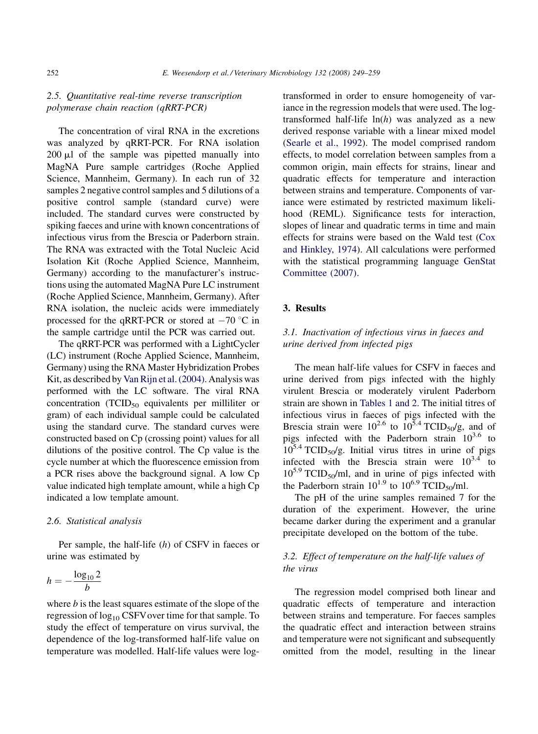### 2.5. Quantitative real-time reverse transcription polymerase chain reaction (qRRT-PCR)

The concentration of viral RNA in the excretions was analyzed by qRRT-PCR. For RNA isolation 200 μl of the sample was pipetted manually into MagNA Pure sample cartridges (Roche Applied Science, Mannheim, Germany). In each run of 32 samples 2 negative control samples and 5 dilutions of a positive control sample (standard curve) were included. The standard curves were constructed by spiking faeces and urine with known concentrations of infectious virus from the Brescia or Paderborn strain. The RNA was extracted with the Total Nucleic Acid Isolation Kit (Roche Applied Science, Mannheim, Germany) according to the manufacturer's instructions using the automated MagNA Pure LC instrument (Roche Applied Science, Mannheim, Germany). After RNA isolation, the nucleic acids were immediately processed for the qRRT-PCR or stored at −70 °C in the sample cartridge until the PCR was carried out.

The qRRT-PCR was performed with a LightCycler (LC) instrument (Roche Applied Science, Mannheim, Germany) using the RNA Master Hybridization Probes Kit, as described by Van Rijn et al. (2004). Analysis was performed with the LC software. The viral RNA concentration ($TCID_{50}$ equivalents per milliliter or gram) of each individual sample could be calculated using the standard curve. The standard curves were constructed based on Cp (crossing point) values for all dilutions of the positive control. The Cp value is the cycle number at which the fluorescence emission from a PCR rises above the background signal. A low Cp value indicated high template amount, while a high Cp indicated a low template amount.

### 2.6. Statistical analysis

Per sample, the half-life ($h$) of CSFV in faeces or urine was estimated by

$$h = -\frac{\log_{10} 2}{b}$$

where $b$ is the least squares estimate of the slope of the regression of $\log_{10}$ CSFV over time for that sample. To study the effect of temperature on virus survival, the dependence of the log-transformed half-life value on temperature was modelled. Half-life values were log-transformed in order to ensure homogeneity of variance in the regression models that were used. The log-transformed half-life $\ln(h)$ was analyzed as a new derived response variable with a linear mixed model (Searle et al., 1992). The model comprised random effects, to model correlation between samples from a common origin, main effects for strains, linear and quadratic effects for temperature and interaction between strains and temperature. Components of variance were estimated by restricted maximum likelihood (REML). Significance tests for interaction, slopes of linear and quadratic terms in time and main effects for strains were based on the Wald test (Cox and Hinkley, 1974). All calculations were performed with the statistical programming language GenStat Committee (2007).

## 3. Results

### 3.1. Inactivation of infectious virus in faeces and urine derived from infected pigs

The mean half-life values for CSFV in faeces and urine derived from pigs infected with the highly virulent Brescia or moderately virulent Paderborn strain are shown in Tables 1 and 2. The initial titres of infectious virus in faeces of pigs infected with the Brescia strain were $10^{2.6}$ to $10^{5.4}$ $TCID_{50}$/g, and of pigs infected with the Paderborn strain $10^{3.6}$ to $10^{5.4}$ $TCID_{50}$/g. Initial virus titres in urine of pigs infected with the Brescia strain were $10^{3.4}$ to $10^{5.9}$ $TCID_{50}$/ml, and in urine of pigs infected with the Paderborn strain $10^{1.9}$ to $10^{6.9}$ $TCID_{50}$/ml.

The pH of the urine samples remained 7 for the duration of the experiment. However, the urine became darker during the experiment and a granular precipitate developed on the bottom of the tube.

### 3.2. Effect of temperature on the half-life values of the virus

The regression model comprised both linear and quadratic effects of temperature and interaction between strains and temperature. For faeces samples the quadratic effect and interaction between strains and temperature were not significant and subsequently omitted from the model, resulting in the linear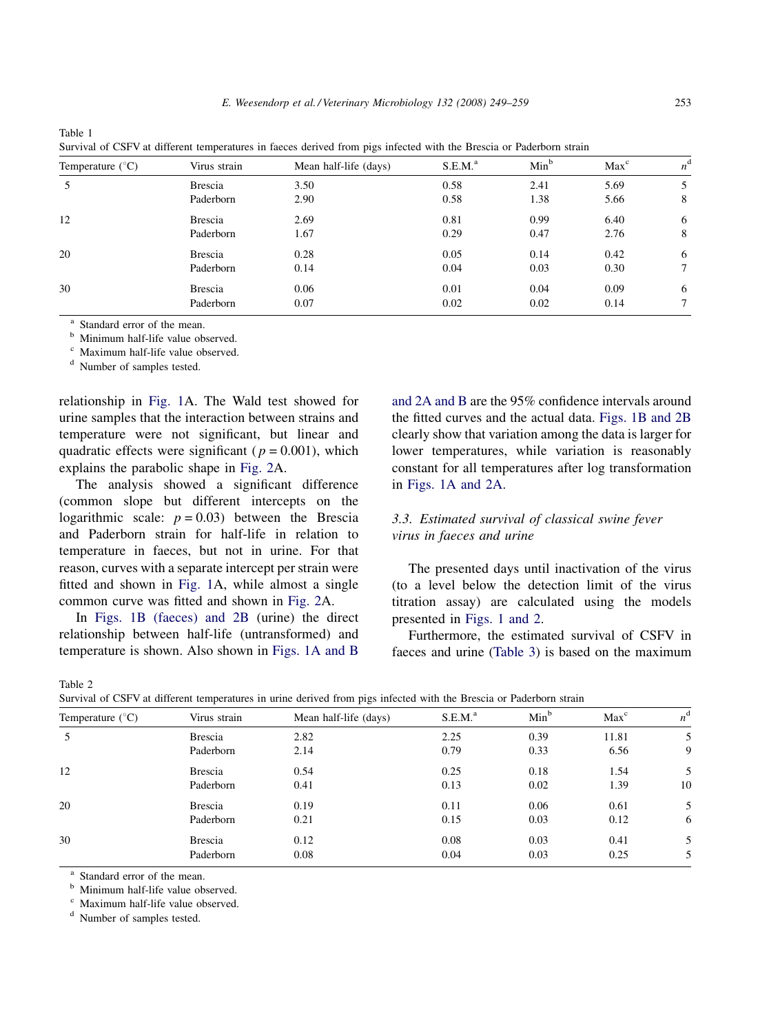Table 1
Survival of CSFV at different temperatures in faeces derived from pigs infected with the Brescia or Paderborn strain

| Temperature (°C) | Virus strain | Mean half-life (days) | S.E.M.[a] | Min[b] | Max[c] | n[d] |
|---|---|---|---|---|---|---|
| 5 | Brescia | 3.50 | 0.58 | 2.41 | 5.69 | 5 |
| | Paderborn | 2.90 | 0.58 | 1.38 | 5.66 | 8 |
| 12 | Brescia | 2.69 | 0.81 | 0.99 | 6.40 | 6 |
| | Paderborn | 1.67 | 0.29 | 0.47 | 2.76 | 8 |
| 20 | Brescia | 0.28 | 0.05 | 0.14 | 0.42 | 6 |
| | Paderborn | 0.14 | 0.04 | 0.03 | 0.30 | 7 |
| 30 | Brescia | 0.06 | 0.01 | 0.04 | 0.09 | 6 |
| | Paderborn | 0.07 | 0.02 | 0.02 | 0.14 | 7 |

[a] Standard error of the mean.
[b] Minimum half-life value observed.
[c] Maximum half-life value observed.
[d] Number of samples tested.

relationship in Fig. 1A. The Wald test showed for urine samples that the interaction between strains and temperature were not significant, but linear and quadratic effects were significant ($p = 0.001$), which explains the parabolic shape in Fig. 2A.

The analysis showed a significant difference (common slope but different intercepts on the logarithmic scale: $p = 0.03$) between the Brescia and Paderborn strain for half-life in relation to temperature in faeces, but not in urine. For that reason, curves with a separate intercept per strain were fitted and shown in Fig. 1A, while almost a single common curve was fitted and shown in Fig. 2A.

In Figs. 1B (faeces) and 2B (urine) the direct relationship between half-life (untransformed) and temperature is shown. Also shown in Figs. 1A and B and 2A and B are the 95% confidence intervals around the fitted curves and the actual data. Figs. 1B and 2B clearly show that variation among the data is larger for lower temperatures, while variation is reasonably constant for all temperatures after log transformation in Figs. 1A and 2A.

### 3.3. Estimated survival of classical swine fever virus in faeces and urine

The presented days until inactivation of the virus (to a level below the detection limit of the virus titration assay) are calculated using the models presented in Figs. 1 and 2.

Furthermore, the estimated survival of CSFV in faeces and urine (Table 3) is based on the maximum

Table 2
Survival of CSFV at different temperatures in urine derived from pigs infected with the Brescia or Paderborn strain

| Temperature (°C) | Virus strain | Mean half-life (days) | S.E.M.[a] | Min[b] | Max[c] | n[d] |
|---|---|---|---|---|---|---|
| 5 | Brescia | 2.82 | 2.25 | 0.39 | 11.81 | 5 |
| | Paderborn | 2.14 | 0.79 | 0.33 | 6.56 | 9 |
| 12 | Brescia | 0.54 | 0.25 | 0.18 | 1.54 | 5 |
| | Paderborn | 0.41 | 0.13 | 0.02 | 1.39 | 10 |
| 20 | Brescia | 0.19 | 0.11 | 0.06 | 0.61 | 5 |
| | Paderborn | 0.21 | 0.15 | 0.03 | 0.12 | 6 |
| 30 | Brescia | 0.12 | 0.08 | 0.03 | 0.41 | 5 |
| | Paderborn | 0.08 | 0.04 | 0.03 | 0.25 | 5 |

[a] Standard error of the mean.
[b] Minimum half-life value observed.
[c] Maximum half-life value observed.
[d] Number of samples tested.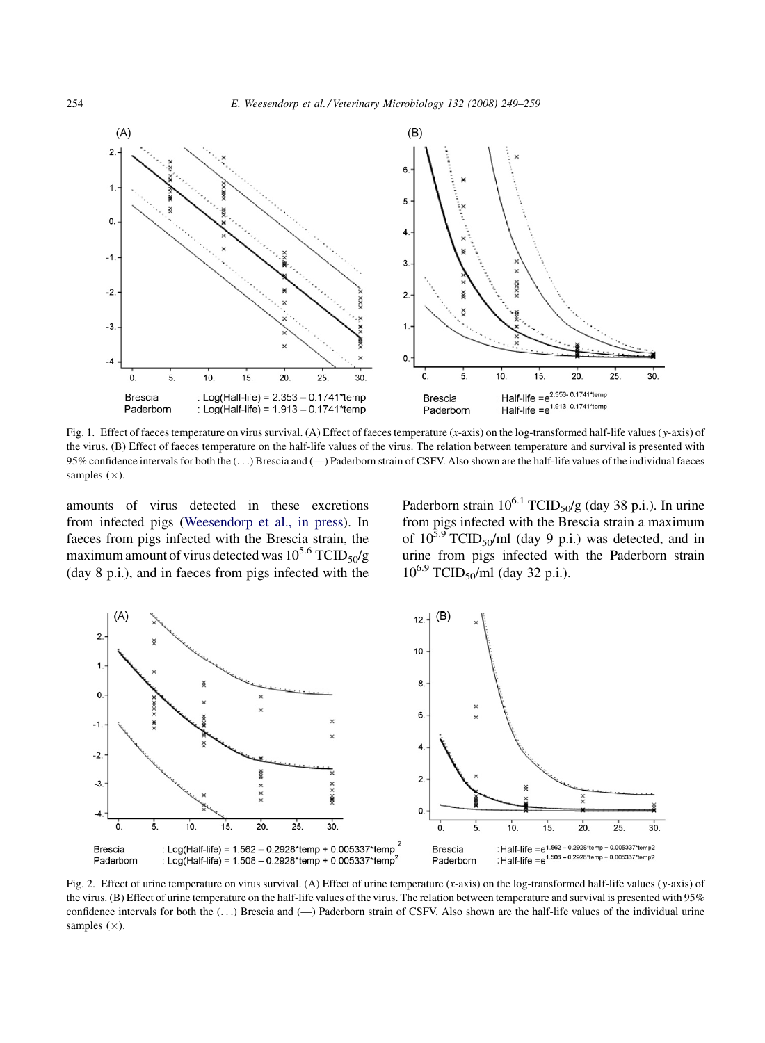Brescia : Log(Half-life) = 2.353 – 0.1741*temp
Paderborn : Log(Half-life) = 1.913 – 0.1741*temp

Brescia : Half-life = $e^{2.353-0.1741*temp}$
Paderborn : Half-life = $e^{1.913-0.1741*temp}$

Fig. 1. Effect of faeces temperature on virus survival. (A) Effect of faeces temperature (x-axis) on the log-transformed half-life values (y-axis) of the virus. (B) Effect of faeces temperature on the half-life values of the virus. The relation between temperature and survival is presented with 95% confidence intervals for both the (. . .) Brescia and (—) Paderborn strain of CSFV. Also shown are the half-life values of the individual faeces samples (×).

amounts of virus detected in these excretions from infected pigs (Weesendorp et al., in press). In faeces from pigs infected with the Brescia strain, the maximum amount of virus detected was $10^{5.6}$ $TCID_{50}$/g (day 8 p.i.), and in faeces from pigs infected with the Paderborn strain $10^{6.1}$ $TCID_{50}$/g (day 38 p.i.). In urine from pigs infected with the Brescia strain a maximum of $10^{5.9}$ $TCID_{50}$/ml (day 9 p.i.) was detected, and in urine from pigs infected with the Paderborn strain $10^{6.9}$ $TCID_{50}$/ml (day 32 p.i.).

Brescia : Log(Half-life) = 1.562 – 0.2928*temp + 0.005337*temp$^2$
Paderborn : Log(Half-life) = 1.508 – 0.2928*temp + 0.005337*temp$^2$

Brescia : Half-life = $e^{1.562-0.2928*temp+0.005337*temp2}$
Paderborn : Half-life = $e^{1.508-0.2928*temp+0.005337*temp2}$

Fig. 2. Effect of urine temperature on virus survival. (A) Effect of urine temperature (x-axis) on the log-transformed half-life values (y-axis) of the virus. (B) Effect of urine temperature on the half-life values of the virus. The relation between temperature and survival is presented with 95% confidence intervals for both the (. . .) Brescia and (—) Paderborn strain of CSFV. Also shown are the half-life values of the individual urine samples (×).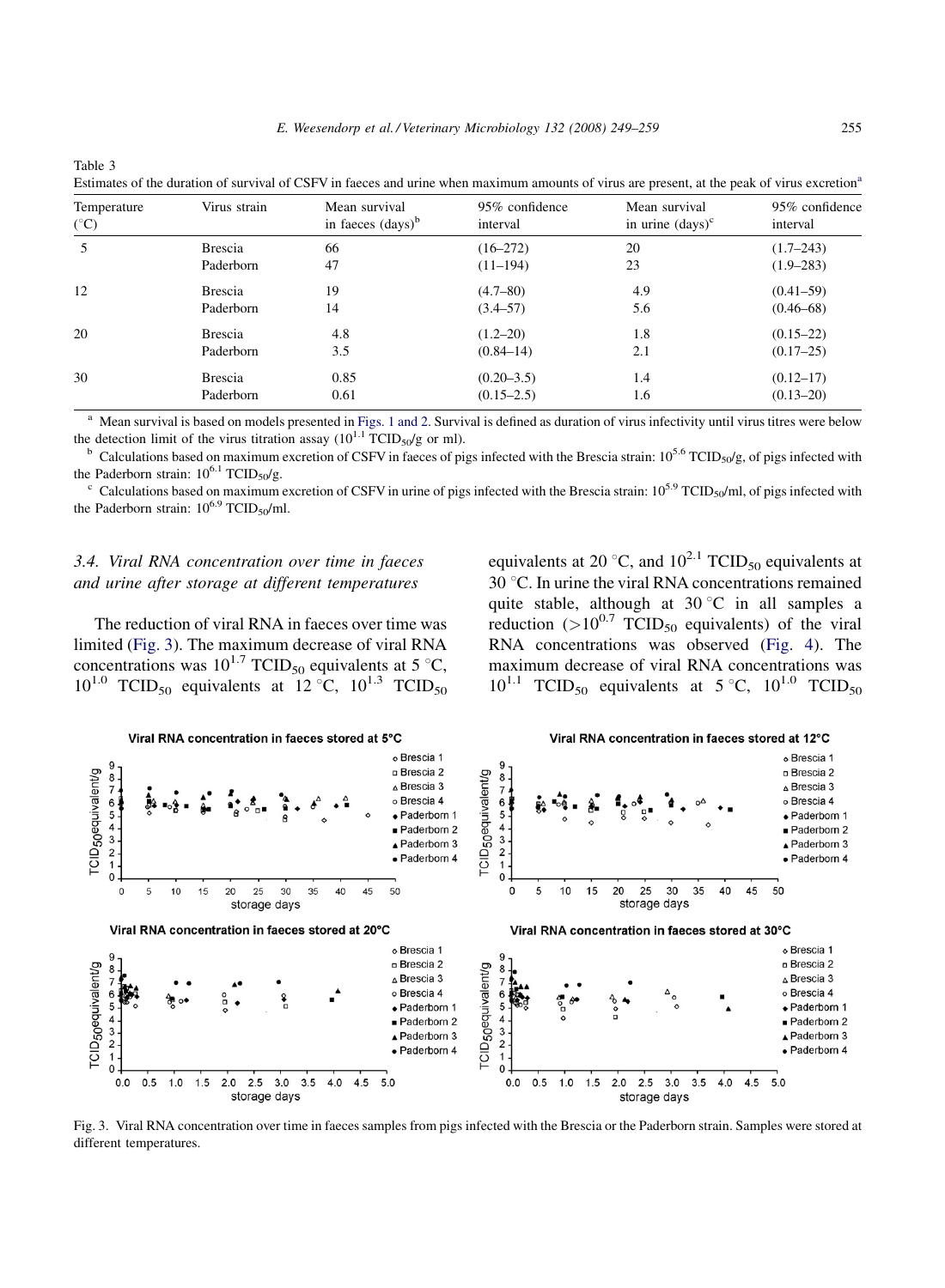Table 3

Estimates of the duration of survival of CSFV in faeces and urine when maximum amounts of virus are present, at the peak of virus excretion[a]

| Temperature (°C) | Virus strain | Mean survival in faeces (days)[b] | 95% confidence interval | Mean survival in urine (days)[c] | 95% confidence interval |
|---|---|---|---|---|---|
| 5 | Brescia | 66 | (16–272) | 20 | (1.7–243) |
| | Paderborn | 47 | (11–194) | 23 | (1.9–283) |
| 12 | Brescia | 19 | (4.7–80) | 4.9 | (0.41–59) |
| | Paderborn | 14 | (3.4–57) | 5.6 | (0.46–68) |
| 20 | Brescia | 4.8 | (1.2–20) | 1.8 | (0.15–22) |
| | Paderborn | 3.5 | (0.84–14) | 2.1 | (0.17–25) |
| 30 | Brescia | 0.85 | (0.20–3.5) | 1.4 | (0.12–17) |
| | Paderborn | 0.61 | (0.15–2.5) | 1.6 | (0.13–20) |

[a] Mean survival is based on models presented in Figs. 1 and 2. Survival is defined as duration of virus infectivity until virus titres were below the detection limit of the virus titration assay ($10^{1.1}$ $TCID_{50}$/g or ml).

[b] Calculations based on maximum excretion of CSFV in faeces of pigs infected with the Brescia strain: $10^{5.6}$ $TCID_{50}$/g, of pigs infected with the Paderborn strain: $10^{6.1}$ $TCID_{50}$/g.

[c] Calculations based on maximum excretion of CSFV in urine of pigs infected with the Brescia strain: $10^{5.9}$ $TCID_{50}$/ml, of pigs infected with the Paderborn strain: $10^{6.9}$ $TCID_{50}$/ml.

### 3.4. Viral RNA concentration over time in faeces and urine after storage at different temperatures

The reduction of viral RNA in faeces over time was limited (Fig. 3). The maximum decrease of viral RNA concentrations was $10^{1.7}$ $TCID_{50}$ equivalents at 5 °C, $10^{1.0}$ $TCID_{50}$ equivalents at 12 °C, $10^{1.3}$ $TCID_{50}$ equivalents at 20 °C, and $10^{2.1}$ $TCID_{50}$ equivalents at 30 °C. In urine the viral RNA concentrations remained quite stable, although at 30 °C in all samples a reduction ($>10^{0.7}$ $TCID_{50}$ equivalents) of the viral RNA concentrations was observed (Fig. 4). The maximum decrease of viral RNA concentrations was $10^{1.1}$ $TCID_{50}$ equivalents at 5 °C, $10^{1.0}$ $TCID_{50}$

Fig. 3. Viral RNA concentration over time in faeces samples from pigs infected with the Brescia or the Paderborn strain. Samples were stored at different temperatures.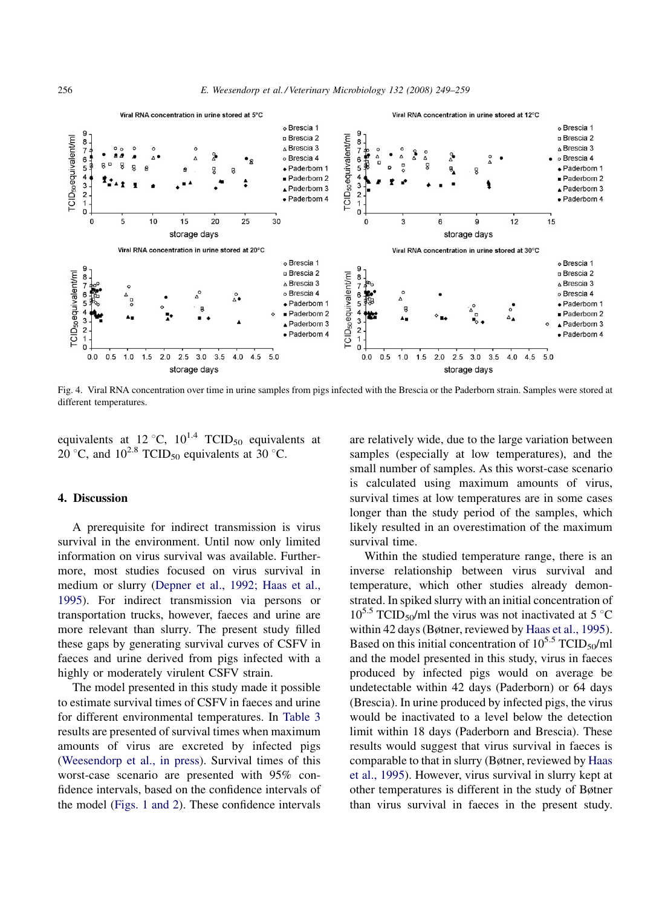Fig. 4. Viral RNA concentration over time in urine samples from pigs infected with the Brescia or the Paderborn strain. Samples were stored at different temperatures.

equivalents at 12 °C, $10^{1.4}$ $TCID_{50}$ equivalents at 20 °C, and $10^{2.8}$ $TCID_{50}$ equivalents at 30 °C.

## 4. Discussion

A prerequisite for indirect transmission is virus survival in the environment. Until now only limited information on virus survival was available. Furthermore, most studies focused on virus survival in medium or slurry (Depner et al., 1992; Haas et al., 1995). For indirect transmission via persons or transportation trucks, however, faeces and urine are more relevant than slurry. The present study filled these gaps by generating survival curves of CSFV in faeces and urine derived from pigs infected with a highly or moderately virulent CSFV strain.

The model presented in this study made it possible to estimate survival times of CSFV in faeces and urine for different environmental temperatures. In Table 3 results are presented of survival times when maximum amounts of virus are excreted by infected pigs (Weesendorp et al., in press). Survival times of this worst-case scenario are presented with 95% confidence intervals, based on the confidence intervals of the model (Figs. 1 and 2). These confidence intervals are relatively wide, due to the large variation between samples (especially at low temperatures), and the small number of samples. As this worst-case scenario is calculated using maximum amounts of virus, survival times at low temperatures are in some cases longer than the study period of the samples, which likely resulted in an overestimation of the maximum survival time.

Within the studied temperature range, there is an inverse relationship between virus survival and temperature, which other studies already demonstrated. In spiked slurry with an initial concentration of $10^{5.5}$ $TCID_{50}$/ml the virus was not inactivated at 5 °C within 42 days (Bøtner, reviewed by Haas et al., 1995). Based on this initial concentration of $10^{5.5}$ $TCID_{50}$/ml and the model presented in this study, virus in faeces produced by infected pigs would on average be undetectable within 42 days (Paderborn) or 64 days (Brescia). In urine produced by infected pigs, the virus would be inactivated to a level below the detection limit within 18 days (Paderborn and Brescia). These results would suggest that virus survival in faeces is comparable to that in slurry (Bøtner, reviewed by Haas et al., 1995). However, virus survival in slurry kept at other temperatures is different in the study of Bøtner than virus survival in faeces in the present study.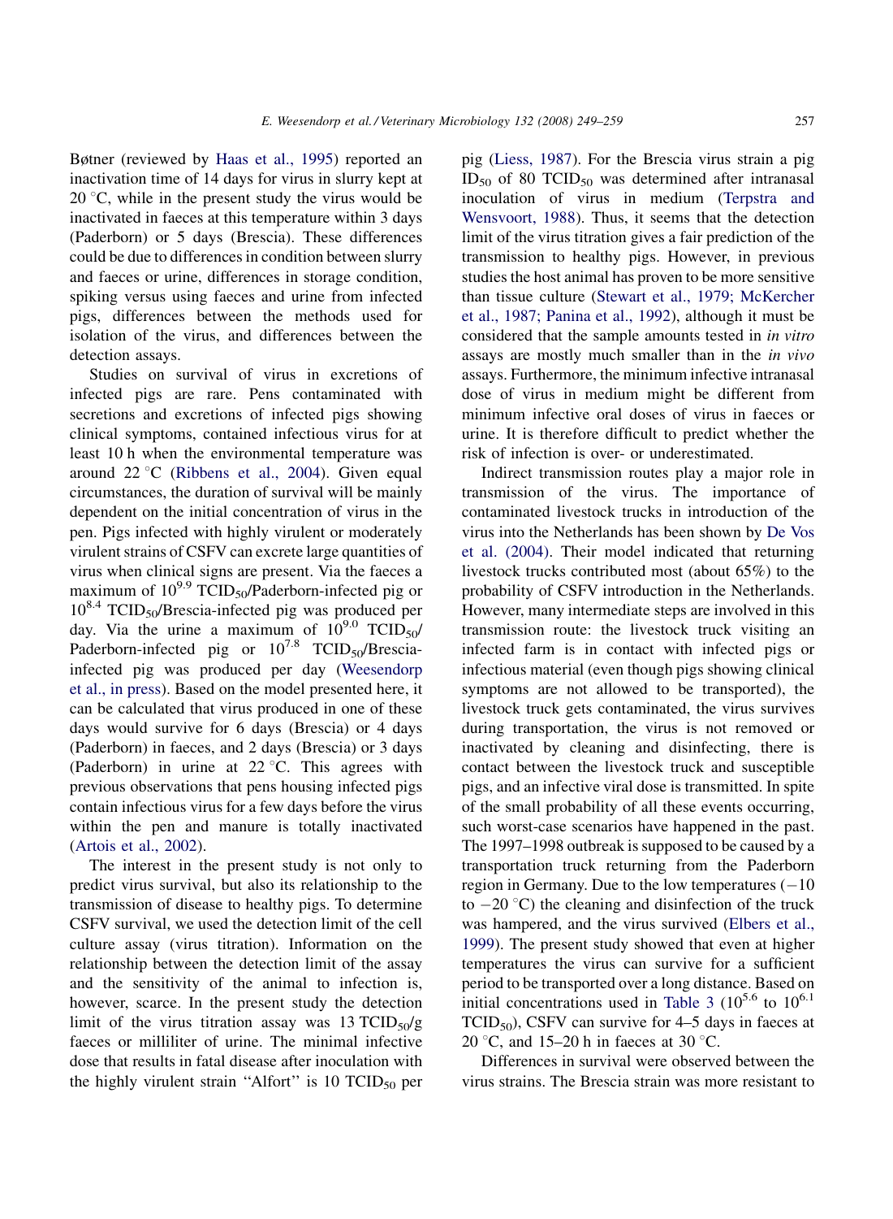Bøtner (reviewed by Haas et al., 1995) reported an inactivation time of 14 days for virus in slurry kept at 20 °C, while in the present study the virus would be inactivated in faeces at this temperature within 3 days (Paderborn) or 5 days (Brescia). These differences could be due to differences in condition between slurry and faeces or urine, differences in storage condition, spiking versus using faeces and urine from infected pigs, differences between the methods used for isolation of the virus, and differences between the detection assays.

Studies on survival of virus in excretions of infected pigs are rare. Pens contaminated with secretions and excretions of infected pigs showing clinical symptoms, contained infectious virus for at least 10 h when the environmental temperature was around 22 °C (Ribbens et al., 2004). Given equal circumstances, the duration of survival will be mainly dependent on the initial concentration of virus in the pen. Pigs infected with highly virulent or moderately virulent strains of CSFV can excrete large quantities of virus when clinical signs are present. Via the faeces a maximum of $10^{9.9}$ $TCID_{50}$/Paderborn-infected pig or $10^{8.4}$ $TCID_{50}$/Brescia-infected pig was produced per day. Via the urine a maximum of $10^{9.0}$ $TCID_{50}$/Paderborn-infected pig or $10^{7.8}$ $TCID_{50}$/Brescia-infected pig was produced per day (Weesendorp et al., in press). Based on the model presented here, it can be calculated that virus produced in one of these days would survive for 6 days (Brescia) or 4 days (Paderborn) in faeces, and 2 days (Brescia) or 3 days (Paderborn) in urine at 22 °C. This agrees with previous observations that pens housing infected pigs contain infectious virus for a few days before the virus within the pen and manure is totally inactivated (Artois et al., 2002).

The interest in the present study is not only to predict virus survival, but also its relationship to the transmission of disease to healthy pigs. To determine CSFV survival, we used the detection limit of the cell culture assay (virus titration). Information on the relationship between the detection limit of the assay and the sensitivity of the animal to infection is, however, scarce. In the present study the detection limit of the virus titration assay was 13 $TCID_{50}$/g faeces or milliliter of urine. The minimal infective dose that results in fatal disease after inoculation with the highly virulent strain "Alfort" is 10 $TCID_{50}$ per pig (Liess, 1987). For the Brescia virus strain a pig $ID_{50}$ of 80 $TCID_{50}$ was determined after intranasal inoculation of virus in medium (Terpstra and Wensvoort, 1988). Thus, it seems that the detection limit of the virus titration gives a fair prediction of the transmission to healthy pigs. However, in previous studies the host animal has proven to be more sensitive than tissue culture (Stewart et al., 1979; McKercher et al., 1987; Panina et al., 1992), although it must be considered that the sample amounts tested in *in vitro* assays are mostly much smaller than in the *in vivo* assays. Furthermore, the minimum infective intranasal dose of virus in medium might be different from minimum infective oral doses of virus in faeces or urine. It is therefore difficult to predict whether the risk of infection is over- or underestimated.

Indirect transmission routes play a major role in transmission of the virus. The importance of contaminated livestock trucks in introduction of the virus into the Netherlands has been shown by De Vos et al. (2004). Their model indicated that returning livestock trucks contributed most (about 65%) to the probability of CSFV introduction in the Netherlands. However, many intermediate steps are involved in this transmission route: the livestock truck visiting an infected farm is in contact with infected pigs or infectious material (even though pigs showing clinical symptoms are not allowed to be transported), the livestock truck gets contaminated, the virus survives during transportation, the virus is not removed or inactivated by cleaning and disinfecting, there is contact between the livestock truck and susceptible pigs, and an infective viral dose is transmitted. In spite of the small probability of all these events occurring, such worst-case scenarios have happened in the past. The 1997–1998 outbreak is supposed to be caused by a transportation truck returning from the Paderborn region in Germany. Due to the low temperatures (−10 to −20 °C) the cleaning and disinfection of the truck was hampered, and the virus survived (Elbers et al., 1999). The present study showed that even at higher temperatures the virus can survive for a sufficient period to be transported over a long distance. Based on initial concentrations used in Table 3 ($10^{5.6}$ to $10^{6.1}$ $TCID_{50}$), CSFV can survive for 4–5 days in faeces at 20 °C, and 15–20 h in faeces at 30 °C.

Differences in survival were observed between the virus strains. The Brescia strain was more resistant to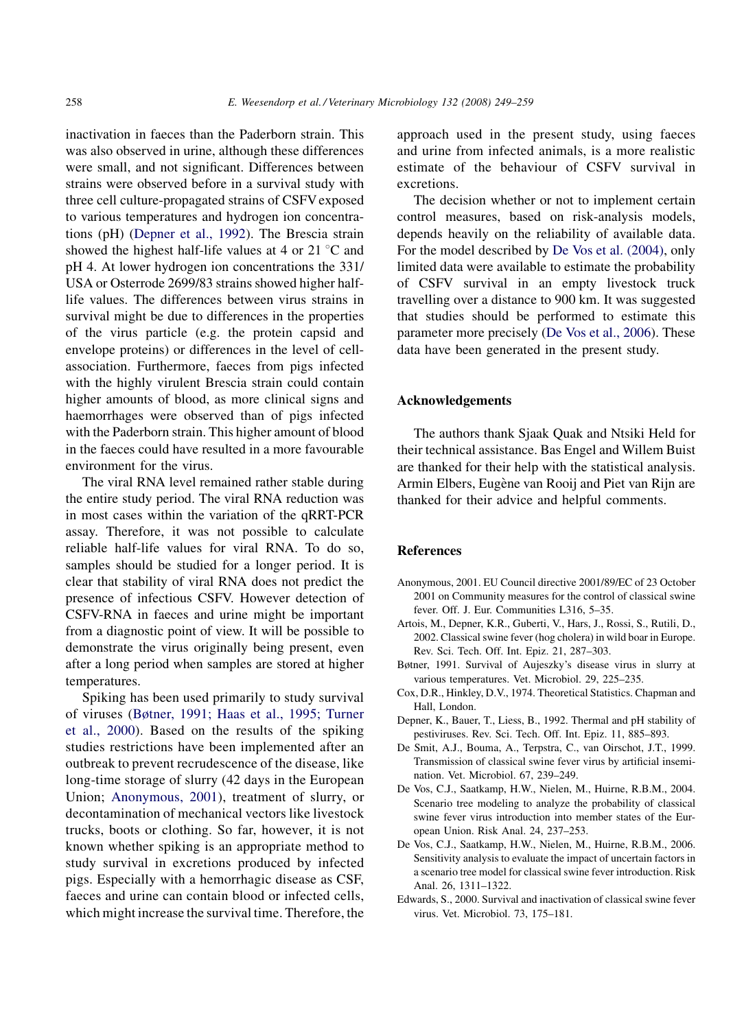inactivation in faeces than the Paderborn strain. This was also observed in urine, although these differences were small, and not significant. Differences between strains were observed before in a survival study with three cell culture-propagated strains of CSFV exposed to various temperatures and hydrogen ion concentrations (pH) (Depner et al., 1992). The Brescia strain showed the highest half-life values at 4 or 21 °C and pH 4. At lower hydrogen ion concentrations the 331/USA or Osterrode 2699/83 strains showed higher half-life values. The differences between virus strains in survival might be due to differences in the properties of the virus particle (e.g. the protein capsid and envelope proteins) or differences in the level of cell-association. Furthermore, faeces from pigs infected with the highly virulent Brescia strain could contain higher amounts of blood, as more clinical signs and haemorrhages were observed than of pigs infected with the Paderborn strain. This higher amount of blood in the faeces could have resulted in a more favourable environment for the virus.

The viral RNA level remained rather stable during the entire study period. The viral RNA reduction was in most cases within the variation of the qRRT-PCR assay. Therefore, it was not possible to calculate reliable half-life values for viral RNA. To do so, samples should be studied for a longer period. It is clear that stability of viral RNA does not predict the presence of infectious CSFV. However detection of CSFV-RNA in faeces and urine might be important from a diagnostic point of view. It will be possible to demonstrate the virus originally being present, even after a long period when samples are stored at higher temperatures.

Spiking has been used primarily to study survival of viruses (Bøtner, 1991; Haas et al., 1995; Turner et al., 2000). Based on the results of the spiking studies restrictions have been implemented after an outbreak to prevent recrudescence of the disease, like long-time storage of slurry (42 days in the European Union; Anonymous, 2001), treatment of slurry, or decontamination of mechanical vectors like livestock trucks, boots or clothing. So far, however, it is not known whether spiking is an appropriate method to study survival in excretions produced by infected pigs. Especially with a hemorrhagic disease as CSF, faeces and urine can contain blood or infected cells, which might increase the survival time. Therefore, the approach used in the present study, using faeces and urine from infected animals, is a more realistic estimate of the behaviour of CSFV survival in excretions.

The decision whether or not to implement certain control measures, based on risk-analysis models, depends heavily on the reliability of available data. For the model described by De Vos et al. (2004), only limited data were available to estimate the probability of CSFV survival in an empty livestock truck travelling over a distance to 900 km. It was suggested that studies should be performed to estimate this parameter more precisely (De Vos et al., 2006). These data have been generated in the present study.

## Acknowledgements

The authors thank Sjaak Quak and Ntsiki Held for their technical assistance. Bas Engel and Willem Buist are thanked for their help with the statistical analysis. Armin Elbers, Eugène van Rooij and Piet van Rijn are thanked for their advice and helpful comments.

## References

Anonymous, 2001. EU Council directive 2001/89/EC of 23 October 2001 on Community measures for the control of classical swine fever. Off. J. Eur. Communities L316, 5–35.

Artois, M., Depner, K.R., Guberti, V., Hars, J., Rossi, S., Rutili, D., 2002. Classical swine fever (hog cholera) in wild boar in Europe. Rev. Sci. Tech. Off. Int. Epiz. 21, 287–303.

Bøtner, 1991. Survival of Aujeszky's disease virus in slurry at various temperatures. Vet. Microbiol. 29, 225–235.

Cox, D.R., Hinkley, D.V., 1974. Theoretical Statistics. Chapman and Hall, London.

Depner, K., Bauer, T., Liess, B., 1992. Thermal and pH stability of pestiviruses. Rev. Sci. Tech. Off. Int. Epiz. 11, 885–893.

De Smit, A.J., Bouma, A., Terpstra, C., van Oirschot, J.T., 1999. Transmission of classical swine fever virus by artificial insemination. Vet. Microbiol. 67, 239–249.

De Vos, C.J., Saatkamp, H.W., Nielen, M., Huirne, R.B.M., 2004. Scenario tree modeling to analyze the probability of classical swine fever virus introduction into member states of the European Union. Risk Anal. 24, 237–253.

De Vos, C.J., Saatkamp, H.W., Nielen, M., Huirne, R.B.M., 2006. Sensitivity analysis to evaluate the impact of uncertain factors in a scenario tree model for classical swine fever introduction. Risk Anal. 26, 1311–1322.

Edwards, S., 2000. Survival and inactivation of classical swine fever virus. Vet. Microbiol. 73, 175–181.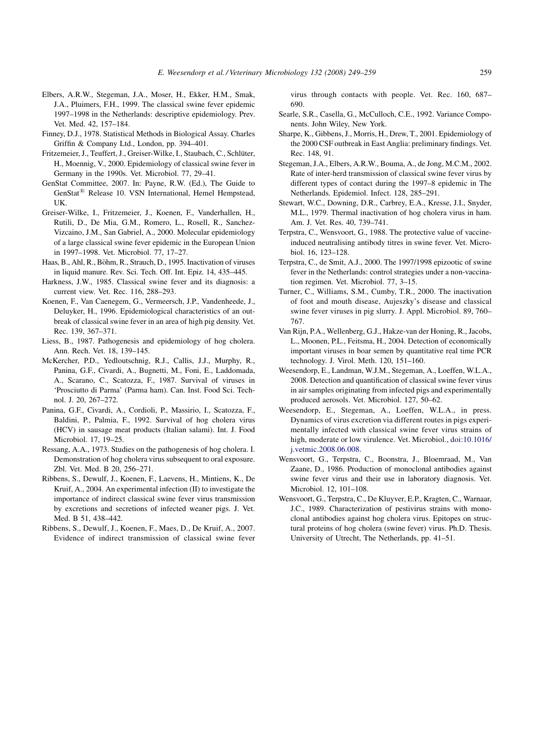Elbers, A.R.W., Stegeman, J.A., Moser, H., Ekker, H.M., Smak, J.A., Pluimers, F.H., 1999. The classical swine fever epidemic 1997–1998 in the Netherlands: descriptive epidemiology. Prev. Vet. Med. 42, 157–184.

Finney, D.J., 1978. Statistical Methods in Biological Assay. Charles Griffin & Company Ltd., London, pp. 394–401.

Fritzemeier, J., Teuffert, J., Greiser-Wilke, I., Staubach, C., Schlüter, H., Moennig, V., 2000. Epidemiology of classical swine fever in Germany in the 1990s. Vet. Microbiol. 77, 29–41.

GenStat Committee, 2007. In: Payne, R.W. (Ed.), The Guide to GenStat® Release 10. VSN International, Hemel Hempstead, UK.

Greiser-Wilke, I., Fritzemeier, J., Koenen, F., Vanderhallen, H., Rutili, D., De Mia, G.M., Romero, L., Rosell, R., Sanchez-Vizcaino, J.M., San Gabriel, A., 2000. Molecular epidemiology of a large classical swine fever epidemic in the European Union in 1997–1998. Vet. Microbiol. 77, 17–27.

Haas, B., Ahl, R., Böhm, R., Strauch, D., 1995. Inactivation of viruses in liquid manure. Rev. Sci. Tech. Off. Int. Epiz. 14, 435–445.

Harkness, J.W., 1985. Classical swine fever and its diagnosis: a current view. Vet. Rec. 116, 288–293.

Koenen, F., Van Caenegem, G., Vermeersch, J.P., Vandenheede, J., Deluyker, H., 1996. Epidemiological characteristics of an outbreak of classical swine fever in an area of high pig density. Vet. Rec. 139, 367–371.

Liess, B., 1987. Pathogenesis and epidemiology of hog cholera. Ann. Rech. Vet. 18, 139–145.

McKercher, P.D., Yedloutschnig, R.J., Callis, J.J., Murphy, R., Panina, G.F., Civardi, A., Bugnetti, M., Foni, E., Laddomada, A., Scarano, C., Scatozza, F., 1987. Survival of viruses in 'Prosciutto di Parma' (Parma ham). Can. Inst. Food Sci. Technol. J. 20, 267–272.

Panina, G.F., Civardi, A., Cordioli, P., Massirio, I., Scatozza, F., Baldini, P., Palmia, F., 1992. Survival of hog cholera virus (HCV) in sausage meat products (Italian salami). Int. J. Food Microbiol. 17, 19–25.

Ressang, A.A., 1973. Studies on the pathogenesis of hog cholera. I. Demonstration of hog cholera virus subsequent to oral exposure. Zbl. Vet. Med. B 20, 256–271.

Ribbens, S., Dewulf, J., Koenen, F., Laevens, H., Mintiens, K., De Kruif, A., 2004. An experimental infection (II) to investigate the importance of indirect classical swine fever virus transmission by excretions and secretions of infected weaner pigs. J. Vet. Med. B 51, 438–442.

Ribbens, S., Dewulf, J., Koenen, F., Maes, D., De Kruif, A., 2007. Evidence of indirect transmission of classical swine fever virus through contacts with people. Vet. Rec. 160, 687–690.

Searle, S.R., Casella, G., McCulloch, C.E., 1992. Variance Components. John Wiley, New York.

Sharpe, K., Gibbens, J., Morris, H., Drew, T., 2001. Epidemiology of the 2000 CSF outbreak in East Anglia: preliminary findings. Vet. Rec. 148, 91.

Stegeman, J.A., Elbers, A.R.W., Bouma, A., de Jong, M.C.M., 2002. Rate of inter-herd transmission of classical swine fever virus by different types of contact during the 1997–8 epidemic in The Netherlands. Epidemiol. Infect. 128, 285–291.

Stewart, W.C., Downing, D.R., Carbrey, E.A., Kresse, J.I., Snyder, M.L., 1979. Thermal inactivation of hog cholera virus in ham. Am. J. Vet. Res. 40, 739–741.

Terpstra, C., Wensvoort, G., 1988. The protective value of vaccine-induced neutralising antibody titres in swine fever. Vet. Microbiol. 16, 123–128.

Terpstra, C., de Smit, A.J., 2000. The 1997/1998 epizootic of swine fever in the Netherlands: control strategies under a non-vaccination regimen. Vet. Microbiol. 77, 3–15.

Turner, C., Williams, S.M., Cumby, T.R., 2000. The inactivation of foot and mouth disease, Aujeszky's disease and classical swine fever viruses in pig slurry. J. Appl. Microbiol. 89, 760–767.

Van Rijn, P.A., Wellenberg, G.J., Hakze-van der Honing, R., Jacobs, L., Moonen, P.L., Feitsma, H., 2004. Detection of economically important viruses in boar semen by quantitative real time PCR technology. J. Virol. Meth. 120, 151–160.

Weesendorp, E., Landman, W.J.M., Stegeman, A., Loeffen, W.L.A., 2008. Detection and quantification of classical swine fever virus in air samples originating from infected pigs and experimentally produced aerosols. Vet. Microbiol. 127, 50–62.

Weesendorp, E., Stegeman, A., Loeffen, W.L.A., in press. Dynamics of virus excretion via different routes in pigs experimentally infected with classical swine fever virus strains of high, moderate or low virulence. Vet. Microbiol., doi:10.1016/j.vetmic.2008.06.008.

Wensvoort, G., Terpstra, C., Boonstra, J., Bloemraad, M., Van Zaane, D., 1986. Production of monoclonal antibodies against swine fever virus and their use in laboratory diagnosis. Vet. Microbiol. 12, 101–108.

Wensvoort, G., Terpstra, C., De Kluyver, E.P., Kragten, C., Warnaar, J.C., 1989. Characterization of pestivirus strains with monoclonal antibodies against hog cholera virus. Epitopes on structural proteins of hog cholera (swine fever) virus. Ph.D. Thesis. University of Utrecht, The Netherlands, pp. 41–51.